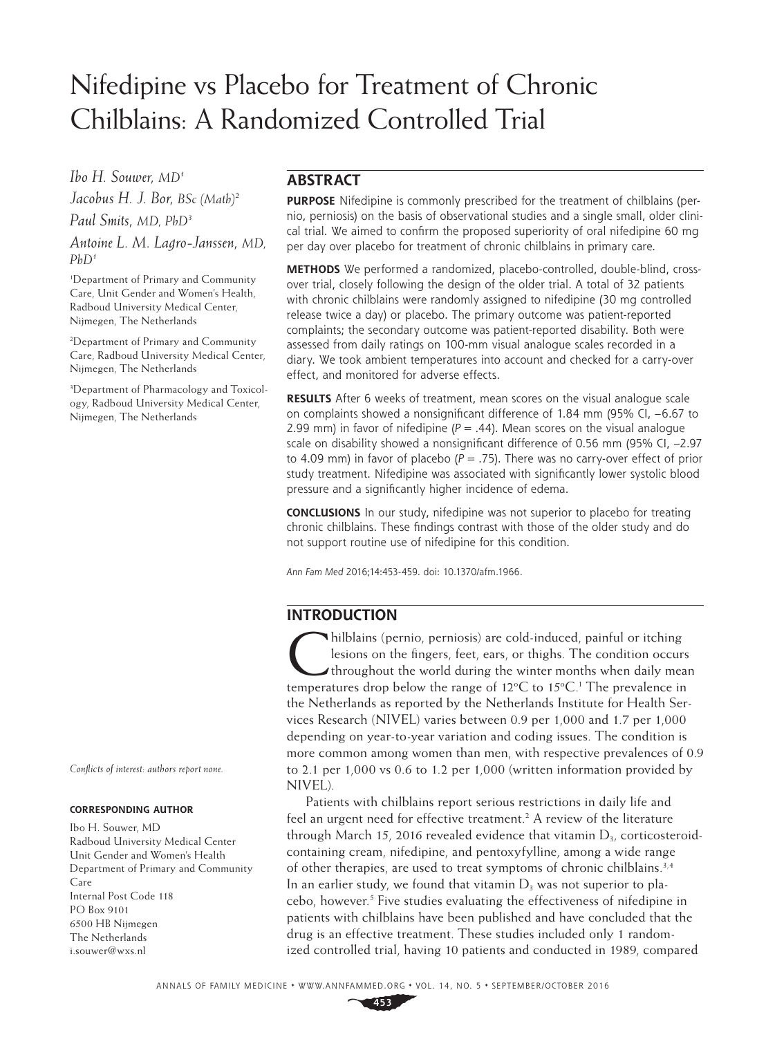# Nifedipine vs Placebo for Treatment of Chronic Chilblains: A Randomized Controlled Trial

*Ibo H. Souwer, MD*[1]

*Jacobus H. J. Bor, BSc (Math)*[2]

*Paul Smits, MD, PhD*[3]

*Antoine L. M. Lagro-Janssen, MD, PhD*[1]

[1]Department of Primary and Community Care, Unit Gender and Women's Health, Radboud University Medical Center, Nijmegen, The Netherlands

[2]Department of Primary and Community Care, Radboud University Medical Center, Nijmegen, The Netherlands

[3]Department of Pharmacology and Toxicology, Radboud University Medical Center, Nijmegen, The Netherlands

*Conflicts of interest: authors report none.*

**CORRESPONDING AUTHOR**

Ibo H. Souwer, MD
Radboud University Medical Center
Unit Gender and Women's Health
Department of Primary and Community Care
Internal Post Code 118
PO Box 9101
6500 HB Nijmegen
The Netherlands
i.souwer@wxs.nl

## ABSTRACT

**PURPOSE** Nifedipine is commonly prescribed for the treatment of chilblains (pernio, perniosis) on the basis of observational studies and a single small, older clinical trial. We aimed to confirm the proposed superiority of oral nifedipine 60 mg per day over placebo for treatment of chronic chilblains in primary care.

**METHODS** We performed a randomized, placebo-controlled, double-blind, crossover trial, closely following the design of the older trial. A total of 32 patients with chronic chilblains were randomly assigned to nifedipine (30 mg controlled release twice a day) or placebo. The primary outcome was patient-reported complaints; the secondary outcome was patient-reported disability. Both were assessed from daily ratings on 100-mm visual analogue scales recorded in a diary. We took ambient temperatures into account and checked for a carry-over effect, and monitored for adverse effects.

**RESULTS** After 6 weeks of treatment, mean scores on the visual analogue scale on complaints showed a nonsignificant difference of 1.84 mm (95% CI, −6.67 to 2.99 mm) in favor of nifedipine ($P = .44$). Mean scores on the visual analogue scale on disability showed a nonsignificant difference of 0.56 mm (95% CI, −2.97 to 4.09 mm) in favor of placebo ($P = .75$). There was no carry-over effect of prior study treatment. Nifedipine was associated with significantly lower systolic blood pressure and a significantly higher incidence of edema.

**CONCLUSIONS** In our study, nifedipine was not superior to placebo for treating chronic chilblains. These findings contrast with those of the older study and do not support routine use of nifedipine for this condition.

*Ann Fam Med* 2016;14:453-459. doi: 10.1370/afm.1966.

## INTRODUCTION

Chilblains (pernio, perniosis) are cold-induced, painful or itching lesions on the fingers, feet, ears, or thighs. The condition occurs throughout the world during the winter months when daily mean temperatures drop below the range of 12°C to 15°C.[1] The prevalence in the Netherlands as reported by the Netherlands Institute for Health Services Research (NIVEL) varies between 0.9 per 1,000 and 1.7 per 1,000 depending on year-to-year variation and coding issues. The condition is more common among women than men, with respective prevalences of 0.9 to 2.1 per 1,000 vs 0.6 to 1.2 per 1,000 (written information provided by NIVEL).

Patients with chilblains report serious restrictions in daily life and feel an urgent need for effective treatment.[2] A review of the literature through March 15, 2016 revealed evidence that vitamin $D_3$, corticosteroid-containing cream, nifedipine, and pentoxyfylline, among a wide range of other therapies, are used to treat symptoms of chronic chilblains.[3,4] In an earlier study, we found that vitamin $D_3$ was not superior to placebo, however.[5] Five studies evaluating the effectiveness of nifedipine in patients with chilblains have been published and have concluded that the drug is an effective treatment. These studies included only 1 randomized controlled trial, having 10 patients and conducted in 1989, compared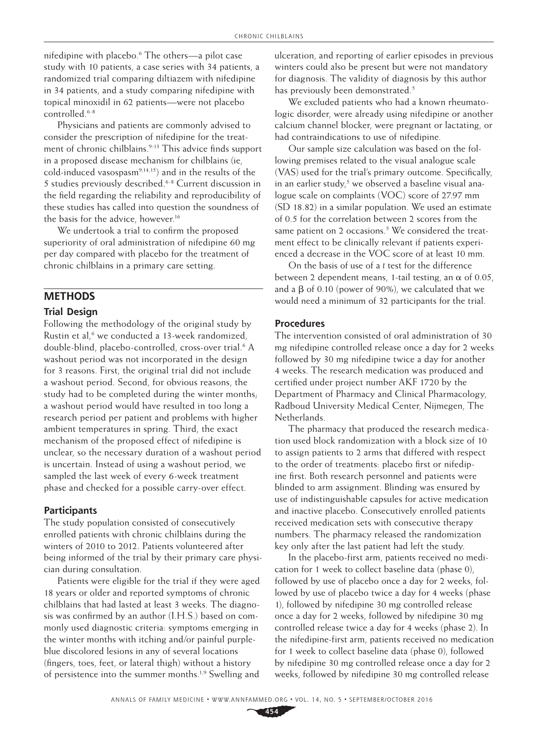nifedipine with placebo.[6] The others—a pilot case study with 10 patients, a case series with 34 patients, a randomized trial comparing diltiazem with nifedipine in 34 patients, and a study comparing nifedipine with topical minoxidil in 62 patients—were not placebo controlled.[6-8]

Physicians and patients are commonly advised to consider the prescription of nifedipine for the treatment of chronic chilblains.[9-13] This advice finds support in a proposed disease mechanism for chilblains (ie, cold-induced vasospasm[9,14,15]) and in the results of the 5 studies previously described.[6-8] Current discussion in the field regarding the reliability and reproducibility of these studies has called into question the soundness of the basis for the advice, however.[16]

We undertook a trial to confirm the proposed superiority of oral administration of nifedipine 60 mg per day compared with placebo for the treatment of chronic chilblains in a primary care setting.

## METHODS

### Trial Design

Following the methodology of the original study by Rustin et al,[6] we conducted a 13-week randomized, double-blind, placebo-controlled, cross-over trial.[6] A washout period was not incorporated in the design for 3 reasons. First, the original trial did not include a washout period. Second, for obvious reasons, the study had to be completed during the winter months; a washout period would have resulted in too long a research period per patient and problems with higher ambient temperatures in spring. Third, the exact mechanism of the proposed effect of nifedipine is unclear, so the necessary duration of a washout period is uncertain. Instead of using a washout period, we sampled the last week of every 6-week treatment phase and checked for a possible carry-over effect.

### Participants

The study population consisted of consecutively enrolled patients with chronic chilblains during the winters of 2010 to 2012. Patients volunteered after being informed of the trial by their primary care physician during consultation.

Patients were eligible for the trial if they were aged 18 years or older and reported symptoms of chronic chilblains that had lasted at least 3 weeks. The diagnosis was confirmed by an author (I.H.S.) based on commonly used diagnostic criteria: symptoms emerging in the winter months with itching and/or painful purple-blue discolored lesions in any of several locations (fingers, toes, feet, or lateral thigh) without a history of persistence into the summer months.[1,9] Swelling and ulceration, and reporting of earlier episodes in previous winters could also be present but were not mandatory for diagnosis. The validity of diagnosis by this author has previously been demonstrated.[5]

We excluded patients who had a known rheumatologic disorder, were already using nifedipine or another calcium channel blocker, were pregnant or lactating, or had contraindications to use of nifedipine.

Our sample size calculation was based on the following premises related to the visual analogue scale (VAS) used for the trial's primary outcome. Specifically, in an earlier study,[5] we observed a baseline visual analogue scale on complaints (VOC) score of 27.97 mm (SD 18.82) in a similar population. We used an estimate of 0.5 for the correlation between 2 scores from the same patient on 2 occasions.[5] We considered the treatment effect to be clinically relevant if patients experienced a decrease in the VOC score of at least 10 mm.

On the basis of use of a *t* test for the difference between 2 dependent means, 1-tail testing, an $\alpha$ of 0.05, and a $\beta$ of 0.10 (power of 90%), we calculated that we would need a minimum of 32 participants for the trial.

### Procedures

The intervention consisted of oral administration of 30 mg nifedipine controlled release once a day for 2 weeks followed by 30 mg nifedipine twice a day for another 4 weeks. The research medication was produced and certified under project number AKF 1720 by the Department of Pharmacy and Clinical Pharmacology, Radboud University Medical Center, Nijmegen, The Netherlands.

The pharmacy that produced the research medication used block randomization with a block size of 10 to assign patients to 2 arms that differed with respect to the order of treatments: placebo first or nifedipine first. Both research personnel and patients were blinded to arm assignment. Blinding was ensured by use of indistinguishable capsules for active medication and inactive placebo. Consecutively enrolled patients received medication sets with consecutive therapy numbers. The pharmacy released the randomization key only after the last patient had left the study.

In the placebo-first arm, patients received no medication for 1 week to collect baseline data (phase 0), followed by use of placebo once a day for 2 weeks, followed by use of placebo twice a day for 4 weeks (phase 1), followed by nifedipine 30 mg controlled release once a day for 2 weeks, followed by nifedipine 30 mg controlled release twice a day for 4 weeks (phase 2). In the nifedipine-first arm, patients received no medication for 1 week to collect baseline data (phase 0), followed by nifedipine 30 mg controlled release once a day for 2 weeks, followed by nifedipine 30 mg controlled release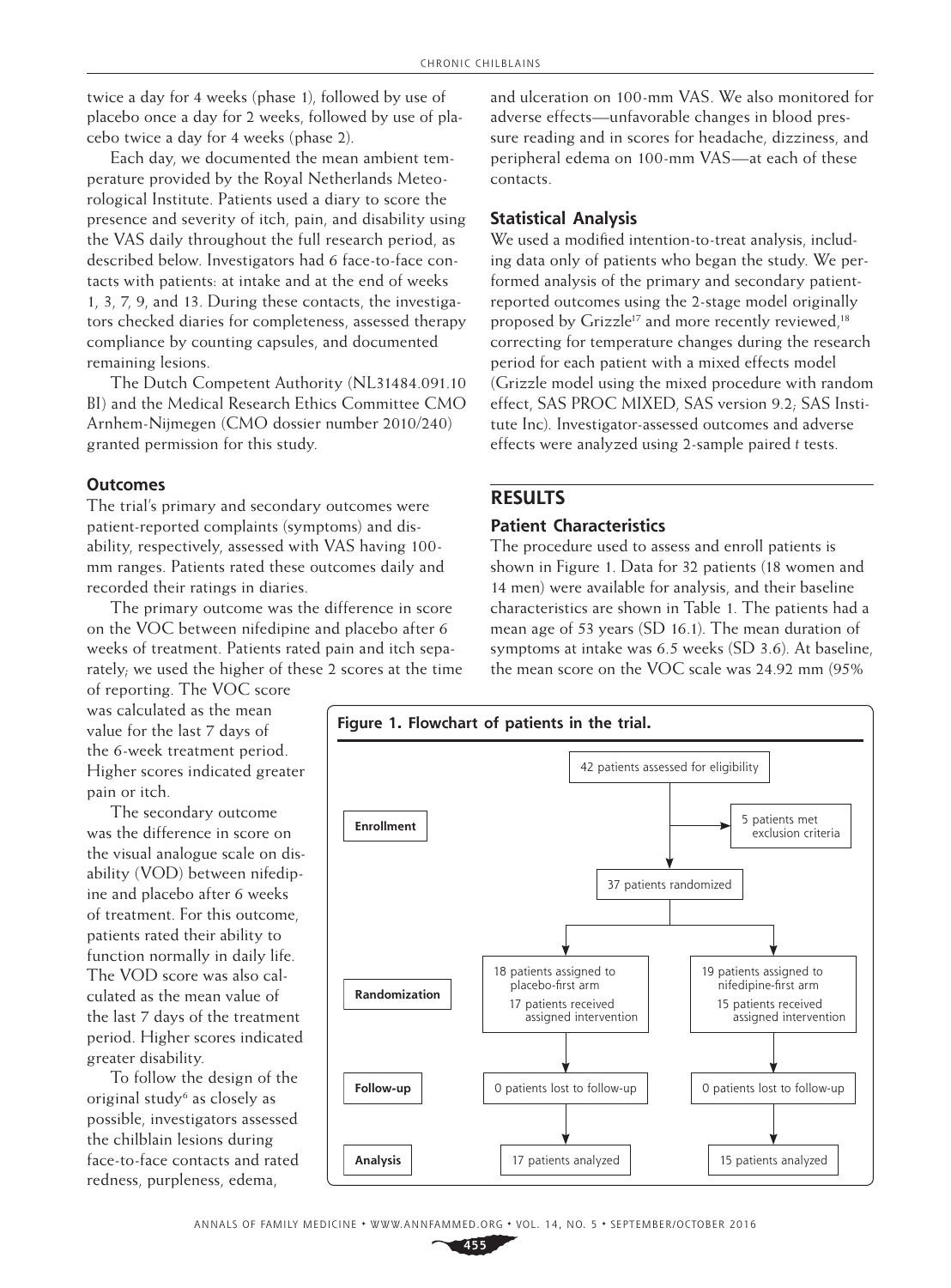twice a day for 4 weeks (phase 1), followed by use of placebo once a day for 2 weeks, followed by use of placebo twice a day for 4 weeks (phase 2).

Each day, we documented the mean ambient temperature provided by the Royal Netherlands Meteorological Institute. Patients used a diary to score the presence and severity of itch, pain, and disability using the VAS daily throughout the full research period, as described below. Investigators had 6 face-to-face contacts with patients: at intake and at the end of weeks 1, 3, 7, 9, and 13. During these contacts, the investigators checked diaries for completeness, assessed therapy compliance by counting capsules, and documented remaining lesions.

The Dutch Competent Authority (NL31484.091.10 BI) and the Medical Research Ethics Committee CMO Arnhem-Nijmegen (CMO dossier number 2010/240) granted permission for this study.

### Outcomes

The trial's primary and secondary outcomes were patient-reported complaints (symptoms) and disability, respectively, assessed with VAS having 100-mm ranges. Patients rated these outcomes daily and recorded their ratings in diaries.

The primary outcome was the difference in score on the VOC between nifedipine and placebo after 6 weeks of treatment. Patients rated pain and itch separately; we used the higher of these 2 scores at the time of reporting. The VOC score was calculated as the mean value for the last 7 days of the 6-week treatment period. Higher scores indicated greater pain or itch.

The secondary outcome was the difference in score on the visual analogue scale on disability (VOD) between nifedipine and placebo after 6 weeks of treatment. For this outcome, patients rated their ability to function normally in daily life. The VOD score was also calculated as the mean value of the last 7 days of the treatment period. Higher scores indicated greater disability.

To follow the design of the original study[6] as closely as possible, investigators assessed the chilblain lesions during face-to-face contacts and rated redness, purpleness, edema, and ulceration on 100-mm VAS. We also monitored for adverse effects—unfavorable changes in blood pressure reading and in scores for headache, dizziness, and peripheral edema on 100-mm VAS—at each of these contacts.

### Statistical Analysis

We used a modified intention-to-treat analysis, including data only of patients who began the study. We performed analysis of the primary and secondary patient-reported outcomes using the 2-stage model originally proposed by Grizzle[17] and more recently reviewed,[18] correcting for temperature changes during the research period for each patient with a mixed effects model (Grizzle model using the mixed procedure with random effect, SAS PROC MIXED, SAS version 9.2; SAS Institute Inc). Investigator-assessed outcomes and adverse effects were analyzed using 2-sample paired *t* tests.

## RESULTS

### Patient Characteristics

The procedure used to assess and enroll patients is shown in Figure 1. Data for 32 patients (18 women and 14 men) were available for analysis, and their baseline characteristics are shown in Table 1. The patients had a mean age of 53 years (SD 16.1). The mean duration of symptoms at intake was 6.5 weeks (SD 3.6). At baseline, the mean score on the VOC scale was 24.92 mm (95%

**Figure 1. Flowchart of patients in the trial.**

| Stage | Placebo-first arm | Nifedipine-first arm |
|---|---|---|
| Enrollment | 42 patients assessed for eligibility; 5 patients met exclusion criteria; 37 patients randomized | |
| Randomization | 18 patients assigned to placebo-first arm; 17 patients received assigned intervention | 19 patients assigned to nifedipine-first arm; 15 patients received assigned intervention |
| Follow-up | 0 patients lost to follow-up | 0 patients lost to follow-up |
| Analysis | 17 patients analyzed | 15 patients analyzed |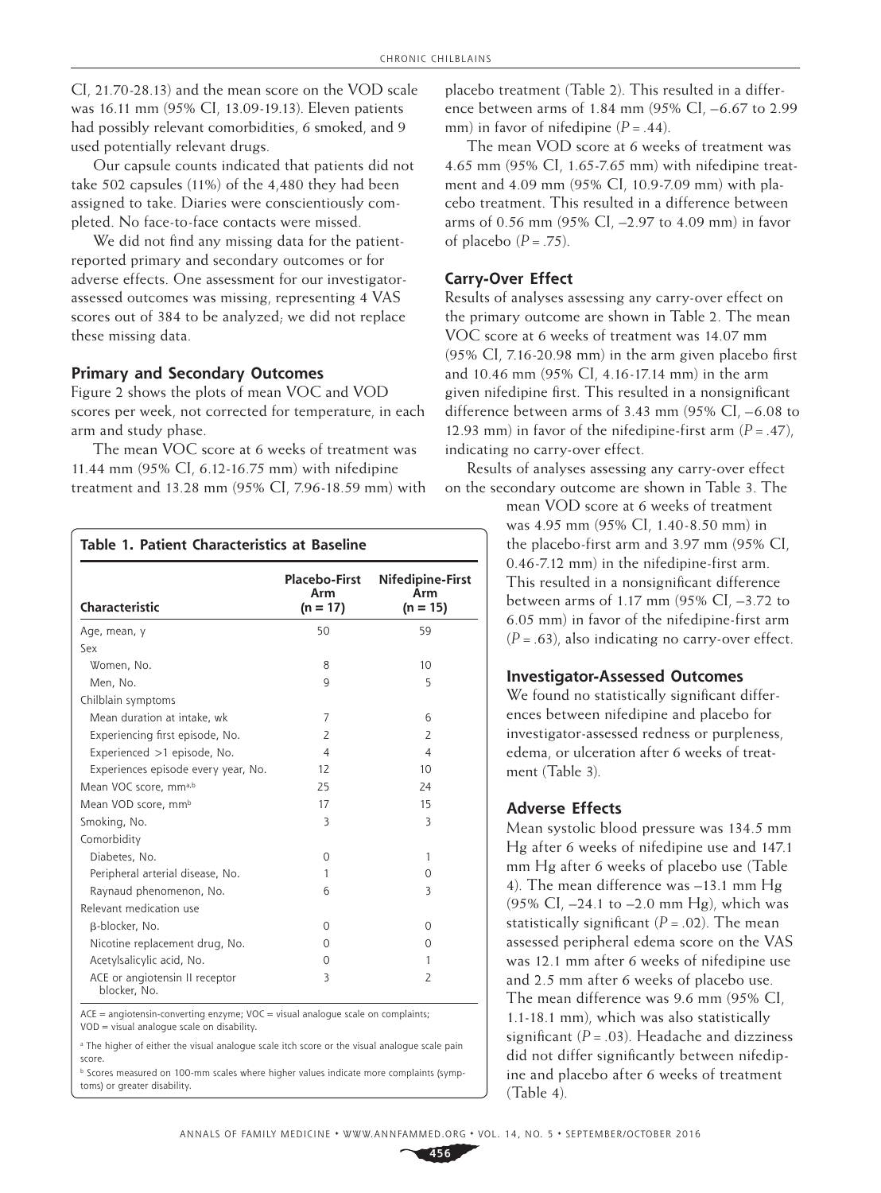CI, 21.70-28.13) and the mean score on the VOD scale was 16.11 mm (95% CI, 13.09-19.13). Eleven patients had possibly relevant comorbidities, 6 smoked, and 9 used potentially relevant drugs.

Our capsule counts indicated that patients did not take 502 capsules (11%) of the 4,480 they had been assigned to take. Diaries were conscientiously completed. No face-to-face contacts were missed.

We did not find any missing data for the patient-reported primary and secondary outcomes or for adverse effects. One assessment for our investigator-assessed outcomes was missing, representing 4 VAS scores out of 384 to be analyzed; we did not replace these missing data.

### Primary and Secondary Outcomes

Figure 2 shows the plots of mean VOC and VOD scores per week, not corrected for temperature, in each arm and study phase.

The mean VOC score at 6 weeks of treatment was 11.44 mm (95% CI, 6.12-16.75 mm) with nifedipine treatment and 13.28 mm (95% CI, 7.96-18.59 mm) with placebo treatment (Table 2). This resulted in a difference between arms of 1.84 mm (95% CI, −6.67 to 2.99 mm) in favor of nifedipine (*P* = .44).

The mean VOD score at 6 weeks of treatment was 4.65 mm (95% CI, 1.65-7.65 mm) with nifedipine treatment and 4.09 mm (95% CI, 10.9-7.09 mm) with placebo treatment. This resulted in a difference between arms of 0.56 mm (95% CI, –2.97 to 4.09 mm) in favor of placebo (*P* = .75).

**Table 1. Patient Characteristics at Baseline**

| Characteristic | Placebo-First Arm (n = 17) | Nifedipine-First Arm (n = 15) |
|---|---|---|
| Age, mean, y | 50 | 59 |
| Sex | | |
| Women, No. | 8 | 10 |
| Men, No. | 9 | 5 |
| Chilblain symptoms | | |
| Mean duration at intake, wk | 7 | 6 |
| Experiencing first episode, No. | 2 | 2 |
| Experienced >1 episode, No. | 4 | 4 |
| Experiences episode every year, No. | 12 | 10 |
| Mean VOC score, mm[a,b] | 25 | 24 |
| Mean VOD score, mm[b] | 17 | 15 |
| Smoking, No. | 3 | 3 |
| Comorbidity | | |
| Diabetes, No. | 0 | 1 |
| Peripheral arterial disease, No. | 1 | 0 |
| Raynaud phenomenon, No. | 6 | 3 |
| Relevant medication use | | |
| β-blocker, No. | 0 | 0 |
| Nicotine replacement drug, No. | 0 | 0 |
| Acetylsalicylic acid, No. | 0 | 1 |
| ACE or angiotensin II receptor blocker, No. | 3 | 2 |

ACE = angiotensin-converting enzyme; VOC = visual analogue scale on complaints; VOD = visual analogue scale on disability.

[a] The higher of either the visual analogue scale itch score or the visual analogue scale pain score.

[b] Scores measured on 100-mm scales where higher values indicate more complaints (symptoms) or greater disability.

### Carry-Over Effect

Results of analyses assessing any carry-over effect on the primary outcome are shown in Table 2. The mean VOC score at 6 weeks of treatment was 14.07 mm (95% CI, 7.16-20.98 mm) in the arm given placebo first and 10.46 mm (95% CI, 4.16-17.14 mm) in the arm given nifedipine first. This resulted in a nonsignificant difference between arms of 3.43 mm (95% CI, −6.08 to 12.93 mm) in favor of the nifedipine-first arm (*P* = .47), indicating no carry-over effect.

Results of analyses assessing any carry-over effect on the secondary outcome are shown in Table 3. The mean VOD score at 6 weeks of treatment was 4.95 mm (95% CI, 1.40-8.50 mm) in the placebo-first arm and 3.97 mm (95% CI, 0.46-7.12 mm) in the nifedipine-first arm. This resulted in a nonsignificant difference between arms of 1.17 mm (95% CI, –3.72 to 6.05 mm) in favor of the nifedipine-first arm (*P* = .63), also indicating no carry-over effect.

### Investigator-Assessed Outcomes

We found no statistically significant differences between nifedipine and placebo for investigator-assessed redness or purpleness, edema, or ulceration after 6 weeks of treatment (Table 3).

### Adverse Effects

Mean systolic blood pressure was 134.5 mm Hg after 6 weeks of nifedipine use and 147.1 mm Hg after 6 weeks of placebo use (Table 4). The mean difference was –13.1 mm Hg (95% CI, –24.1 to –2.0 mm Hg), which was statistically significant (*P* = .02). The mean assessed peripheral edema score on the VAS was 12.1 mm after 6 weeks of nifedipine use and 2.5 mm after 6 weeks of placebo use. The mean difference was 9.6 mm (95% CI, 1.1-18.1 mm), which was also statistically significant (*P* = .03). Headache and dizziness did not differ significantly between nifedipine and placebo after 6 weeks of treatment (Table 4).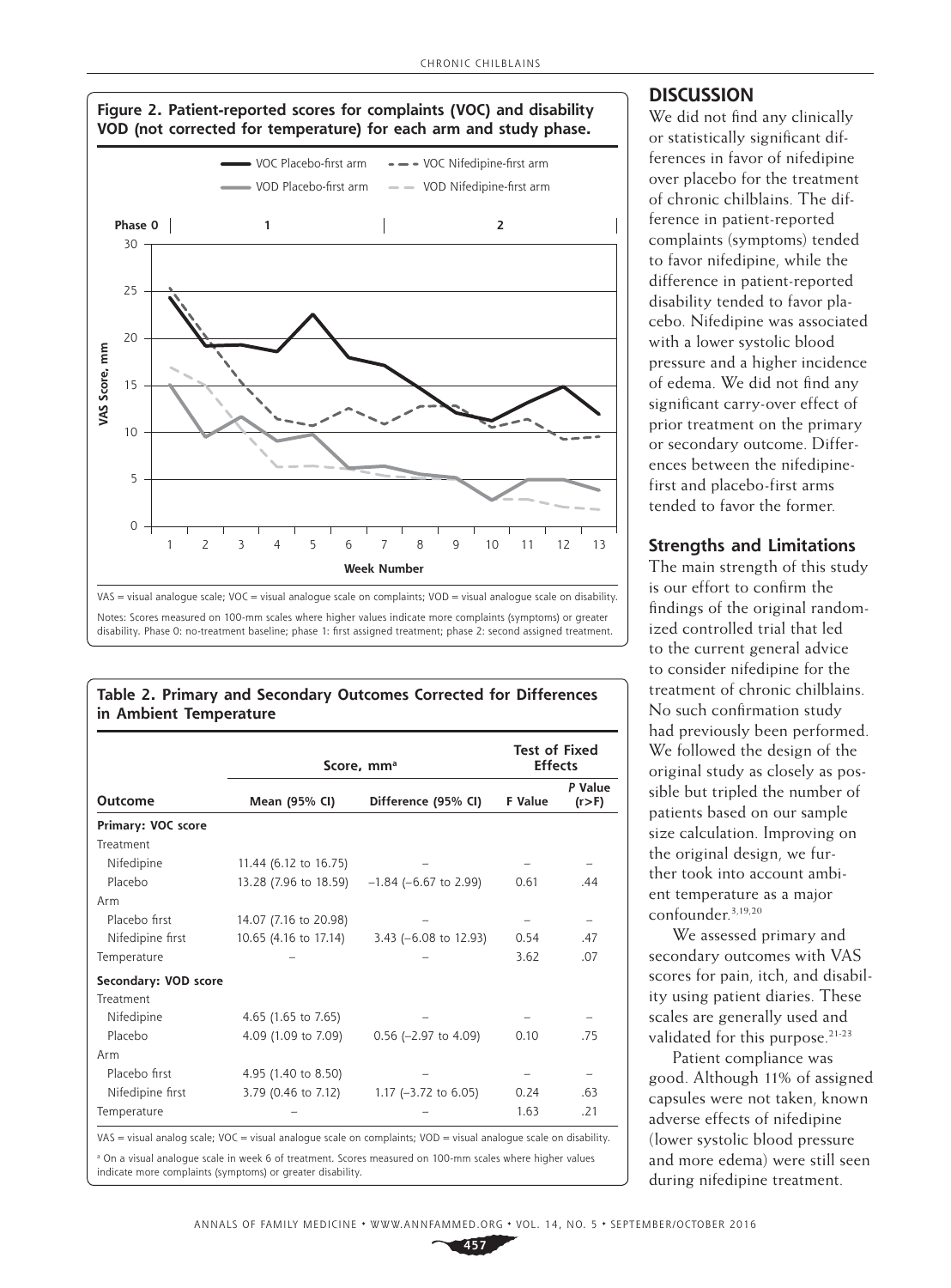**Figure 2. Patient-reported scores for complaints (VOC) and disability VOD (not corrected for temperature) for each arm and study phase.**

VAS = visual analogue scale; VOC = visual analogue scale on complaints; VOD = visual analogue scale on disability.

Notes: Scores measured on 100-mm scales where higher values indicate more complaints (symptoms) or greater disability. Phase 0: no-treatment baseline; phase 1: first assigned treatment; phase 2: second assigned treatment.

**Table 2. Primary and Secondary Outcomes Corrected for Differences in Ambient Temperature**

| Outcome | Score, mm[a] | | Test of Fixed Effects | |
|---|---|---|---|---|
| | Mean (95% CI) | Difference (95% CI) | F Value | *P* Value (r>F) |
| **Primary: VOC score** | | | | |
| Treatment | | | | |
| Nifedipine | 11.44 (6.12 to 16.75) | – | – | – |
| Placebo | 13.28 (7.96 to 18.59) | –1.84 (–6.67 to 2.99) | 0.61 | .44 |
| Arm | | | | |
| Placebo first | 14.07 (7.16 to 20.98) | – | – | – |
| Nifedipine first | 10.65 (4.16 to 17.14) | 3.43 (–6.08 to 12.93) | 0.54 | .47 |
| Temperature | – | – | 3.62 | .07 |
| **Secondary: VOD score** | | | | |
| Treatment | | | | |
| Nifedipine | 4.65 (1.65 to 7.65) | – | – | – |
| Placebo | 4.09 (1.09 to 7.09) | 0.56 (–2.97 to 4.09) | 0.10 | .75 |
| Arm | | | | |
| Placebo first | 4.95 (1.40 to 8.50) | – | – | – |
| Nifedipine first | 3.79 (0.46 to 7.12) | 1.17 (–3.72 to 6.05) | 0.24 | .63 |
| Temperature | – | – | 1.63 | .21 |

VAS = visual analog scale; VOC = visual analogue scale on complaints; VOD = visual analogue scale on disability.

[a] On a visual analogue scale in week 6 of treatment. Scores measured on 100-mm scales where higher values indicate more complaints (symptoms) or greater disability.

## DISCUSSION

We did not find any clinically or statistically significant differences in favor of nifedipine over placebo for the treatment of chronic chilblains. The difference in patient-reported complaints (symptoms) tended to favor nifedipine, while the difference in patient-reported disability tended to favor placebo. Nifedipine was associated with a lower systolic blood pressure and a higher incidence of edema. We did not find any significant carry-over effect of prior treatment on the primary or secondary outcome. Differences between the nifedipine-first and placebo-first arms tended to favor the former.

### Strengths and Limitations

The main strength of this study is our effort to confirm the findings of the original randomized controlled trial that led to the current general advice to consider nifedipine for the treatment of chronic chilblains. No such confirmation study had previously been performed. We followed the design of the original study as closely as possible but tripled the number of patients based on our sample size calculation. Improving on the original design, we further took into account ambient temperature as a major confounder.[3,19,20]

We assessed primary and secondary outcomes with VAS scores for pain, itch, and disability using patient diaries. These scales are generally used and validated for this purpose.[21-23]

Patient compliance was good. Although 11% of assigned capsules were not taken, known adverse effects of nifedipine (lower systolic blood pressure and more edema) were still seen during nifedipine treatment.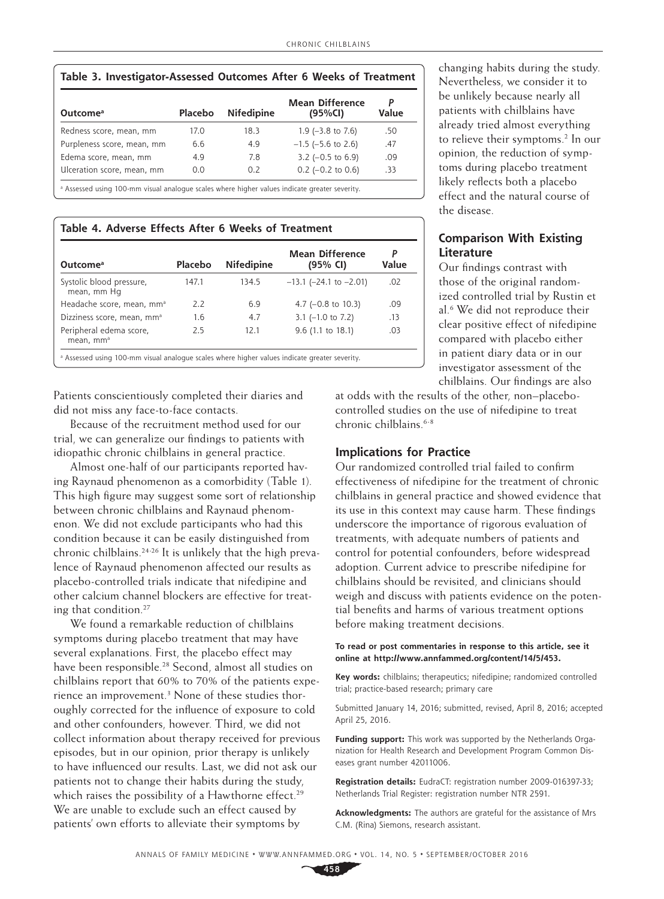**Table 3. Investigator-Assessed Outcomes After 6 Weeks of Treatment**

| Outcome[a] | Placebo | Nifedipine | Mean Difference (95%CI) | *P* Value |
|---|---|---|---|---|
| Redness score, mean, mm | 17.0 | 18.3 | 1.9 (–3.8 to 7.6) | .50 |
| Purpleness score, mean, mm | 6.6 | 4.9 | –1.5 (–5.6 to 2.6) | .47 |
| Edema score, mean, mm | 4.9 | 7.8 | 3.2 (–0.5 to 6.9) | .09 |
| Ulceration score, mean, mm | 0.0 | 0.2 | 0.2 (–0.2 to 0.6) | .33 |

[a] Assessed using 100-mm visual analogue scales where higher values indicate greater severity.

**Table 4. Adverse Effects After 6 Weeks of Treatment**

| Outcome[a] | Placebo | Nifedipine | Mean Difference (95% CI) | *P* Value |
|---|---|---|---|---|
| Systolic blood pressure, mean, mm Hg | 147.1 | 134.5 | –13.1 (–24.1 to –2.01) | .02 |
| Headache score, mean, mm[a] | 2.2 | 6.9 | 4.7 (–0.8 to 10.3) | .09 |
| Dizziness score, mean, mm[a] | 1.6 | 4.7 | 3.1 (–1.0 to 7.2) | .13 |
| Peripheral edema score, mean, mm[a] | 2.5 | 12.1 | 9.6 (1.1 to 18.1) | .03 |

[a] Assessed using 100-mm visual analogue scales where higher values indicate greater severity.

Patients conscientiously completed their diaries and did not miss any face-to-face contacts.

Because of the recruitment method used for our trial, we can generalize our findings to patients with idiopathic chronic chilblains in general practice.

Almost one-half of our participants reported having Raynaud phenomenon as a comorbidity (Table 1). This high figure may suggest some sort of relationship between chronic chilblains and Raynaud phenomenon. We did not exclude participants who had this condition because it can be easily distinguished from chronic chilblains.[24-26] It is unlikely that the high prevalence of Raynaud phenomenon affected our results as placebo-controlled trials indicate that nifedipine and other calcium channel blockers are effective for treating that condition.[27]

We found a remarkable reduction of chilblains symptoms during placebo treatment that may have several explanations. First, the placebo effect may have been responsible.[28] Second, almost all studies on chilblains report that 60% to 70% of the patients experience an improvement.[3] None of these studies thoroughly corrected for the influence of exposure to cold and other confounders, however. Third, we did not collect information about therapy received for previous episodes, but in our opinion, prior therapy is unlikely to have influenced our results. Last, we did not ask our patients not to change their habits during the study, which raises the possibility of a Hawthorne effect.[29] We are unable to exclude such an effect caused by patients' own efforts to alleviate their symptoms by changing habits during the study. Nevertheless, we consider it to be unlikely because nearly all patients with chilblains have already tried almost everything to relieve their symptoms.[2] In our opinion, the reduction of symptoms during placebo treatment likely reflects both a placebo effect and the natural course of the disease.

## Comparison With Existing Literature

Our findings contrast with those of the original randomized controlled trial by Rustin et al.[6] We did not reproduce their clear positive effect of nifedipine compared with placebo either in patient diary data or in our investigator assessment of the chilblains. Our findings are also at odds with the results of the other, non–placebo-controlled studies on the use of nifedipine to treat chronic chilblains.[6-8]

## Implications for Practice

Our randomized controlled trial failed to confirm effectiveness of nifedipine for the treatment of chronic chilblains in general practice and showed evidence that its use in this context may cause harm. These findings underscore the importance of rigorous evaluation of treatments, with adequate numbers of patients and control for potential confounders, before widespread adoption. Current advice to prescribe nifedipine for chilblains should be revisited, and clinicians should weigh and discuss with patients evidence on the potential benefits and harms of various treatment options before making treatment decisions.

**To read or post commentaries in response to this article, see it online at http://www.annfammed.org/content/14/5/453.**

**Key words:** chilblains; therapeutics; nifedipine; randomized controlled trial; practice-based research; primary care

Submitted January 14, 2016; submitted, revised, April 8, 2016; accepted April 25, 2016.

**Funding support:** This work was supported by the Netherlands Organization for Health Research and Development Program Common Diseases grant number 42011006.

**Registration details:** EudraCT: registration number 2009-016397-33; Netherlands Trial Register: registration number NTR 2591.

**Acknowledgments:** The authors are grateful for the assistance of Mrs C.M. (Rina) Siemons, research assistant.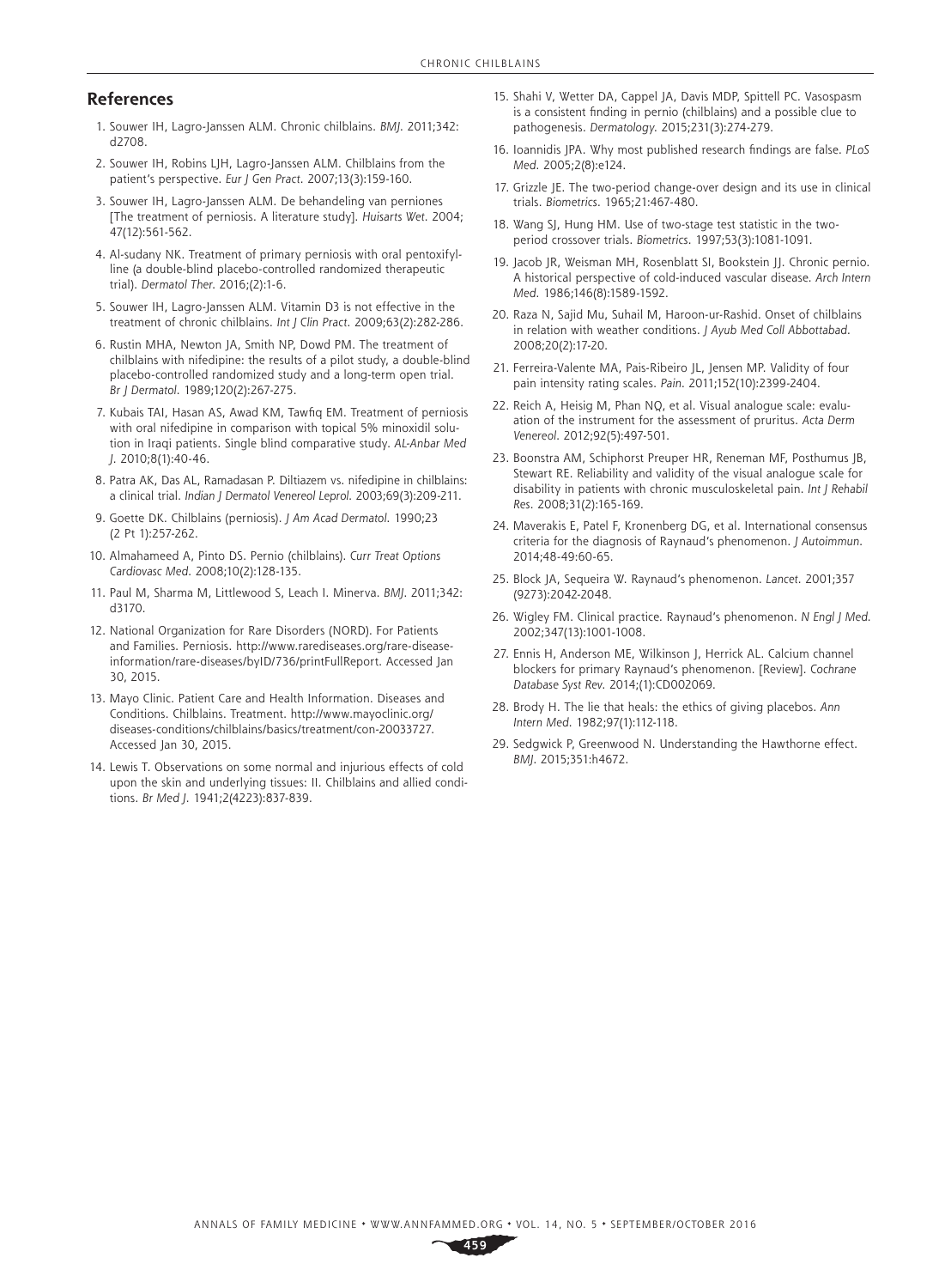## References

1. Souwer IH, Lagro-Janssen ALM. Chronic chilblains. *BMJ.* 2011;342: d2708.
2. Souwer IH, Robins LJH, Lagro-Janssen ALM. Chilblains from the patient's perspective. *Eur J Gen Pract.* 2007;13(3):159-160.
3. Souwer IH, Lagro-Janssen ALM. De behandeling van perniones [The treatment of perniosis. A literature study]. *Huisarts Wet.* 2004; 47(12):561-562.
4. Al-sudany NK. Treatment of primary perniosis with oral pentoxifylline (a double-blind placebo-controlled randomized therapeutic trial). *Dermatol Ther.* 2016;(2):1-6.
5. Souwer IH, Lagro-Janssen ALM. Vitamin D3 is not effective in the treatment of chronic chilblains. *Int J Clin Pract.* 2009;63(2):282-286.
6. Rustin MHA, Newton JA, Smith NP, Dowd PM. The treatment of chilblains with nifedipine: the results of a pilot study, a double-blind placebo-controlled randomized study and a long-term open trial. *Br J Dermatol.* 1989;120(2):267-275.
7. Kubais TAI, Hasan AS, Awad KM, Tawfiq EM. Treatment of perniosis with oral nifedipine in comparison with topical 5% minoxidil solution in Iraqi patients. Single blind comparative study. *AL-Anbar Med J.* 2010;8(1):40-46.
8. Patra AK, Das AL, Ramadasan P. Diltiazem vs. nifedipine in chilblains: a clinical trial. *Indian J Dermatol Venereol Leprol.* 2003;69(3):209-211.
9. Goette DK. Chilblains (perniosis). *J Am Acad Dermatol.* 1990;23 (2 Pt 1):257-262.
10. Almahameed A, Pinto DS. Pernio (chilblains). *Curr Treat Options Cardiovasc Med.* 2008;10(2):128-135.
11. Paul M, Sharma M, Littlewood S, Leach I. Minerva. *BMJ.* 2011;342: d3170.
12. National Organization for Rare Disorders (NORD). For Patients and Families. Perniosis. http://www.rarediseases.org/rare-disease-information/rare-diseases/byID/736/printFullReport. Accessed Jan 30, 2015.
13. Mayo Clinic. Patient Care and Health Information. Diseases and Conditions. Chilblains. Treatment. http://www.mayoclinic.org/diseases-conditions/chilblains/basics/treatment/con-20033727. Accessed Jan 30, 2015.
14. Lewis T. Observations on some normal and injurious effects of cold upon the skin and underlying tissues: II. Chilblains and allied conditions. *Br Med J.* 1941;2(4223):837-839.
15. Shahi V, Wetter DA, Cappel JA, Davis MDP, Spittell PC. Vasospasm is a consistent finding in pernio (chilblains) and a possible clue to pathogenesis. *Dermatology.* 2015;231(3):274-279.
16. Ioannidis JPA. Why most published research findings are false. *PLoS Med.* 2005;2(8):e124.
17. Grizzle JE. The two-period change-over design and its use in clinical trials. *Biometrics.* 1965;21:467-480.
18. Wang SJ, Hung HM. Use of two-stage test statistic in the two-period crossover trials. *Biometrics.* 1997;53(3):1081-1091.
19. Jacob JR, Weisman MH, Rosenblatt SI, Bookstein JJ. Chronic pernio. A historical perspective of cold-induced vascular disease. *Arch Intern Med.* 1986;146(8):1589-1592.
20. Raza N, Sajid Mu, Suhail M, Haroon-ur-Rashid. Onset of chilblains in relation with weather conditions. *J Ayub Med Coll Abbottabad.* 2008;20(2):17-20.
21. Ferreira-Valente MA, Pais-Ribeiro JL, Jensen MP. Validity of four pain intensity rating scales. *Pain.* 2011;152(10):2399-2404.
22. Reich A, Heisig M, Phan NQ, et al. Visual analogue scale: evaluation of the instrument for the assessment of pruritus. *Acta Derm Venereol.* 2012;92(5):497-501.
23. Boonstra AM, Schiphorst Preuper HR, Reneman MF, Posthumus JB, Stewart RE. Reliability and validity of the visual analogue scale for disability in patients with chronic musculoskeletal pain. *Int J Rehabil Res.* 2008;31(2):165-169.
24. Maverakis E, Patel F, Kronenberg DG, et al. International consensus criteria for the diagnosis of Raynaud's phenomenon. *J Autoimmun.* 2014;48-49:60-65.
25. Block JA, Sequeira W. Raynaud's phenomenon. *Lancet.* 2001;357 (9273):2042-2048.
26. Wigley FM. Clinical practice. Raynaud's phenomenon. *N Engl J Med.* 2002;347(13):1001-1008.
27. Ennis H, Anderson ME, Wilkinson J, Herrick AL. Calcium channel blockers for primary Raynaud's phenomenon. [Review]. *Cochrane Database Syst Rev.* 2014;(1):CD002069.
28. Brody H. The lie that heals: the ethics of giving placebos. *Ann Intern Med.* 1982;97(1):112-118.
29. Sedgwick P, Greenwood N. Understanding the Hawthorne effect. *BMJ.* 2015;351:h4672.